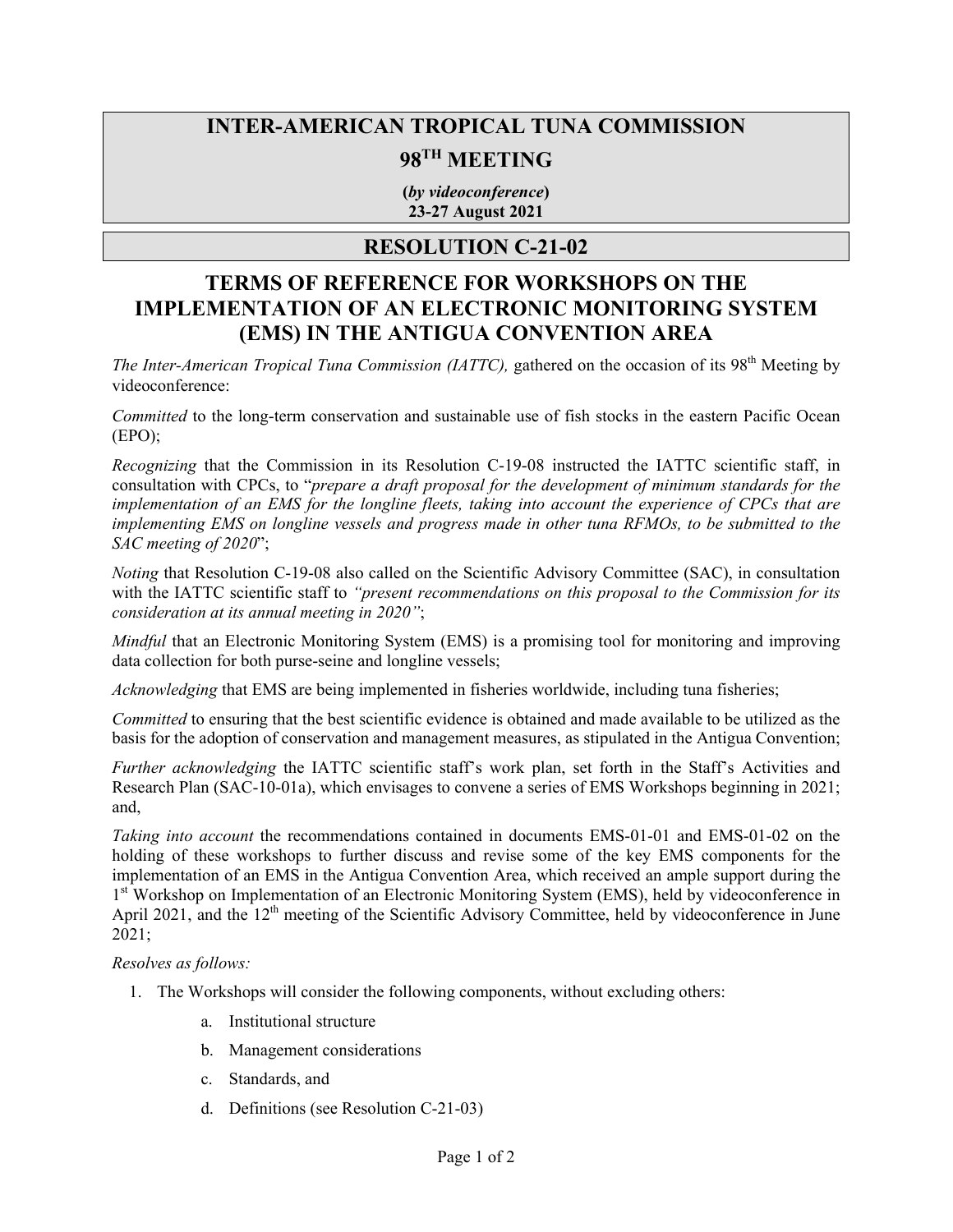# INTER-AMERICAN TROPICAL TUNA COMMISSION

## 98TH MEETING

**(*by videoconference*)**
**23-27 August 2021**

## RESOLUTION C-21-02

## TERMS OF REFERENCE FOR WORKSHOPS ON THE IMPLEMENTATION OF AN ELECTRONIC MONITORING SYSTEM (EMS) IN THE ANTIGUA CONVENTION AREA

*The Inter-American Tropical Tuna Commission (IATTC),* gathered on the occasion of its 98th Meeting by videoconference:

*Committed* to the long-term conservation and sustainable use of fish stocks in the eastern Pacific Ocean (EPO);

*Recognizing* that the Commission in its Resolution C-19-08 instructed the IATTC scientific staff, in consultation with CPCs, to "*prepare a draft proposal for the development of minimum standards for the implementation of an EMS for the longline fleets, taking into account the experience of CPCs that are implementing EMS on longline vessels and progress made in other tuna RFMOs, to be submitted to the SAC meeting of 2020*";

*Noting* that Resolution C-19-08 also called on the Scientific Advisory Committee (SAC), in consultation with the IATTC scientific staff to *"present recommendations on this proposal to the Commission for its consideration at its annual meeting in 2020"*;

*Mindful* that an Electronic Monitoring System (EMS) is a promising tool for monitoring and improving data collection for both purse-seine and longline vessels;

*Acknowledging* that EMS are being implemented in fisheries worldwide, including tuna fisheries;

*Committed* to ensuring that the best scientific evidence is obtained and made available to be utilized as the basis for the adoption of conservation and management measures, as stipulated in the Antigua Convention;

*Further acknowledging* the IATTC scientific staff's work plan, set forth in the Staff's Activities and Research Plan (SAC-10-01a), which envisages to convene a series of EMS Workshops beginning in 2021; and,

*Taking into account* the recommendations contained in documents EMS-01-01 and EMS-01-02 on the holding of these workshops to further discuss and revise some of the key EMS components for the implementation of an EMS in the Antigua Convention Area, which received an ample support during the 1st Workshop on Implementation of an Electronic Monitoring System (EMS), held by videoconference in April 2021, and the 12th meeting of the Scientific Advisory Committee, held by videoconference in June 2021;

*Resolves as follows:*

1. The Workshops will consider the following components, without excluding others:
    a. Institutional structure
    b. Management considerations
    c. Standards, and
    d. Definitions (see Resolution C-21-03)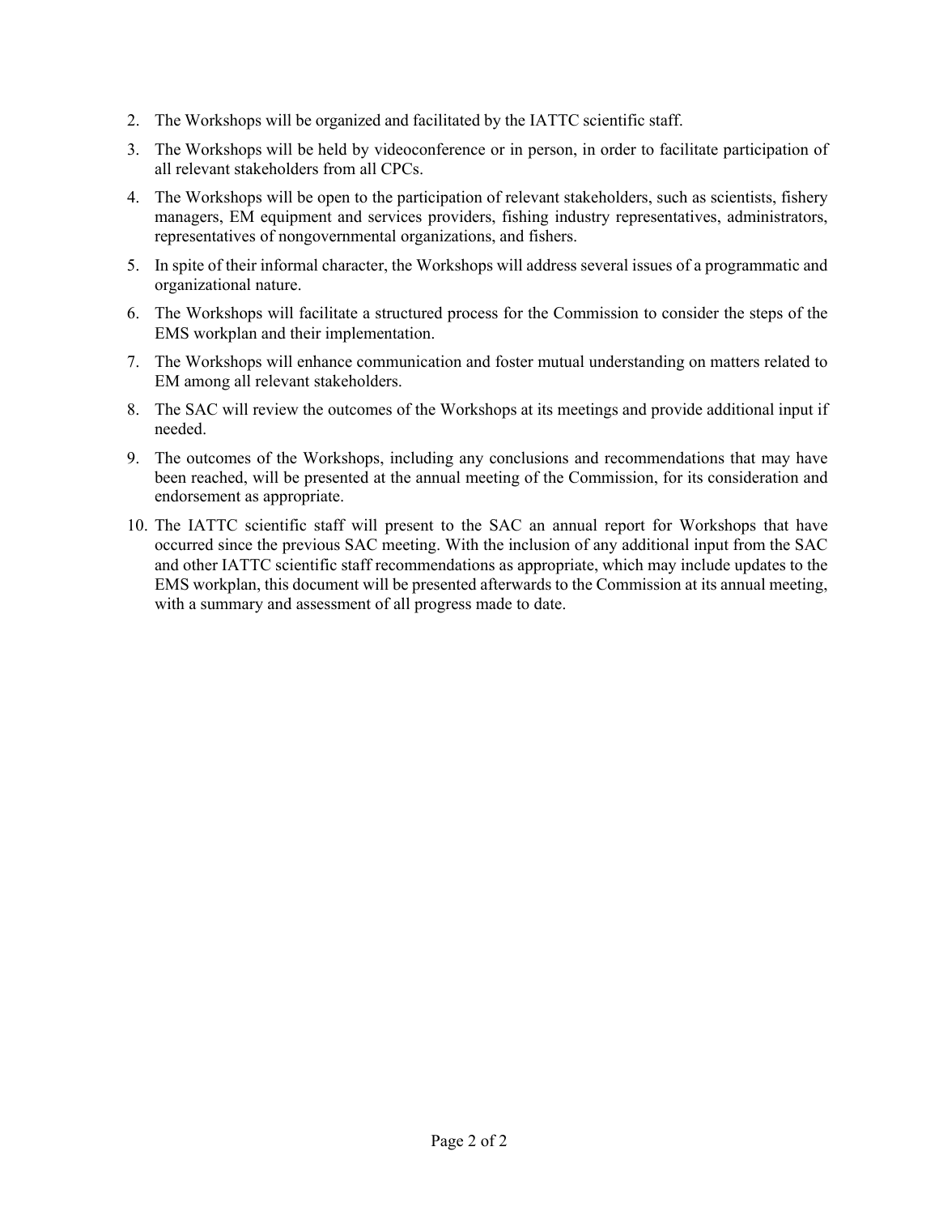2. The Workshops will be organized and facilitated by the IATTC scientific staff.
3. The Workshops will be held by videoconference or in person, in order to facilitate participation of all relevant stakeholders from all CPCs.
4. The Workshops will be open to the participation of relevant stakeholders, such as scientists, fishery managers, EM equipment and services providers, fishing industry representatives, administrators, representatives of nongovernmental organizations, and fishers.
5. In spite of their informal character, the Workshops will address several issues of a programmatic and organizational nature.
6. The Workshops will facilitate a structured process for the Commission to consider the steps of the EMS workplan and their implementation.
7. The Workshops will enhance communication and foster mutual understanding on matters related to EM among all relevant stakeholders.
8. The SAC will review the outcomes of the Workshops at its meetings and provide additional input if needed.
9. The outcomes of the Workshops, including any conclusions and recommendations that may have been reached, will be presented at the annual meeting of the Commission, for its consideration and endorsement as appropriate.
10. The IATTC scientific staff will present to the SAC an annual report for Workshops that have occurred since the previous SAC meeting. With the inclusion of any additional input from the SAC and other IATTC scientific staff recommendations as appropriate, which may include updates to the EMS workplan, this document will be presented afterwards to the Commission at its annual meeting, with a summary and assessment of all progress made to date.